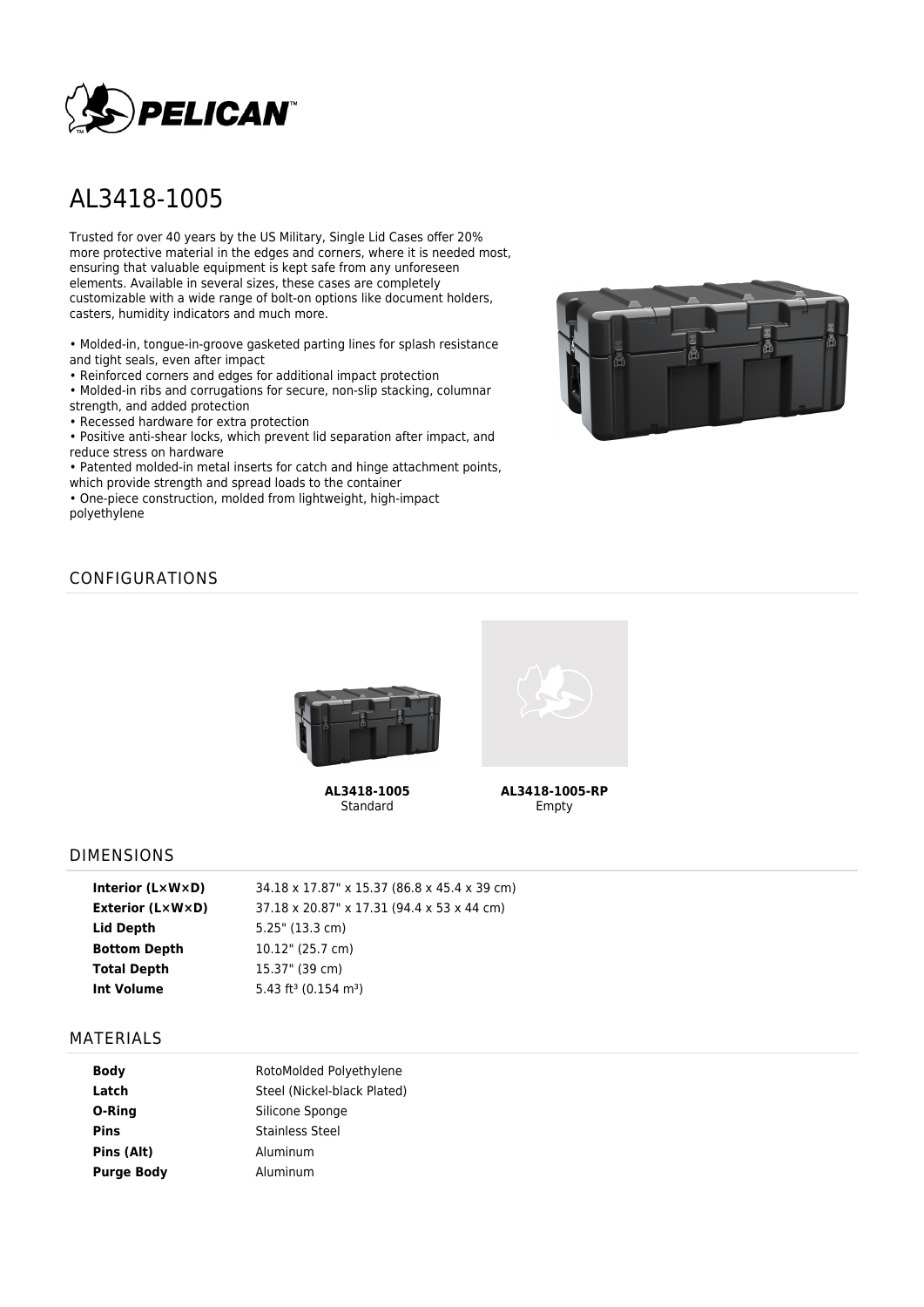# AL3418-1005

Trusted for over 40 years by the US Military, Single Lid Cases offer 20% more protective material in the edges and corners, where it is needed most, ensuring that valuable equipment is kept safe from any unforeseen elements. Available in several sizes, these cases are completely customizable with a wide range of bolt-on options like document holders, casters, humidity indicators and much more.

- Molded-in, tongue-in-groove gasketed parting lines for splash resistance and tight seals, even after impact
- Reinforced corners and edges for additional impact protection
- Molded-in ribs and corrugations for secure, non-slip stacking, columnar strength, and added protection
- Recessed hardware for extra protection
- Positive anti-shear locks, which prevent lid separation after impact, and reduce stress on hardware
- Patented molded-in metal inserts for catch and hinge attachment points, which provide strength and spread loads to the container
- One-piece construction, molded from lightweight, high-impact polyethylene

## CONFIGURATIONS

**AL3418-1005**
Standard

**AL3418-1005-RP**
Empty

## DIMENSIONS

| | |
|---|---|
| **Interior (L×W×D)** | 34.18 x 17.87" x 15.37 (86.8 x 45.4 x 39 cm) |
| **Exterior (L×W×D)** | 37.18 x 20.87" x 17.31 (94.4 x 53 x 44 cm) |
| **Lid Depth** | 5.25" (13.3 cm) |
| **Bottom Depth** | 10.12" (25.7 cm) |
| **Total Depth** | 15.37" (39 cm) |
| **Int Volume** | 5.43 ft³ (0.154 m³) |

## MATERIALS

| | |
|---|---|
| **Body** | RotoMolded Polyethylene |
| **Latch** | Steel (Nickel-black Plated) |
| **O-Ring** | Silicone Sponge |
| **Pins** | Stainless Steel |
| **Pins (Alt)** | Aluminum |
| **Purge Body** | Aluminum |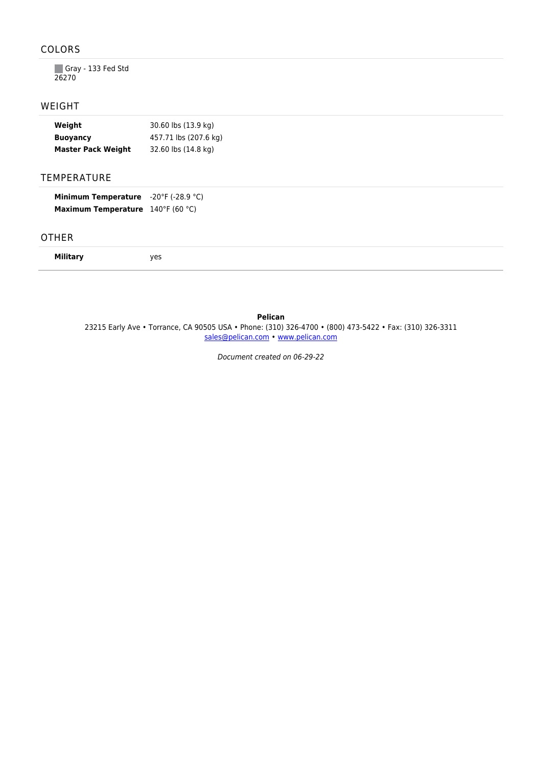## COLORS

Gray - 133 Fed Std 26270

## WEIGHT

| | |
|---|---|
| **Weight** | 30.60 lbs (13.9 kg) |
| **Buoyancy** | 457.71 lbs (207.6 kg) |
| **Master Pack Weight** | 32.60 lbs (14.8 kg) |

## TEMPERATURE

| | |
|---|---|
| **Minimum Temperature** | -20°F (-28.9 °C) |
| **Maximum Temperature** | 140°F (60 °C) |

## OTHER

| | |
|---|---|
| **Military** | yes |

**Pelican**
23215 Early Ave • Torrance, CA 90505 USA • Phone: (310) 326-4700 • (800) 473-5422 • Fax: (310) 326-3311
sales@pelican.com • www.pelican.com

*Document created on 06-29-22*